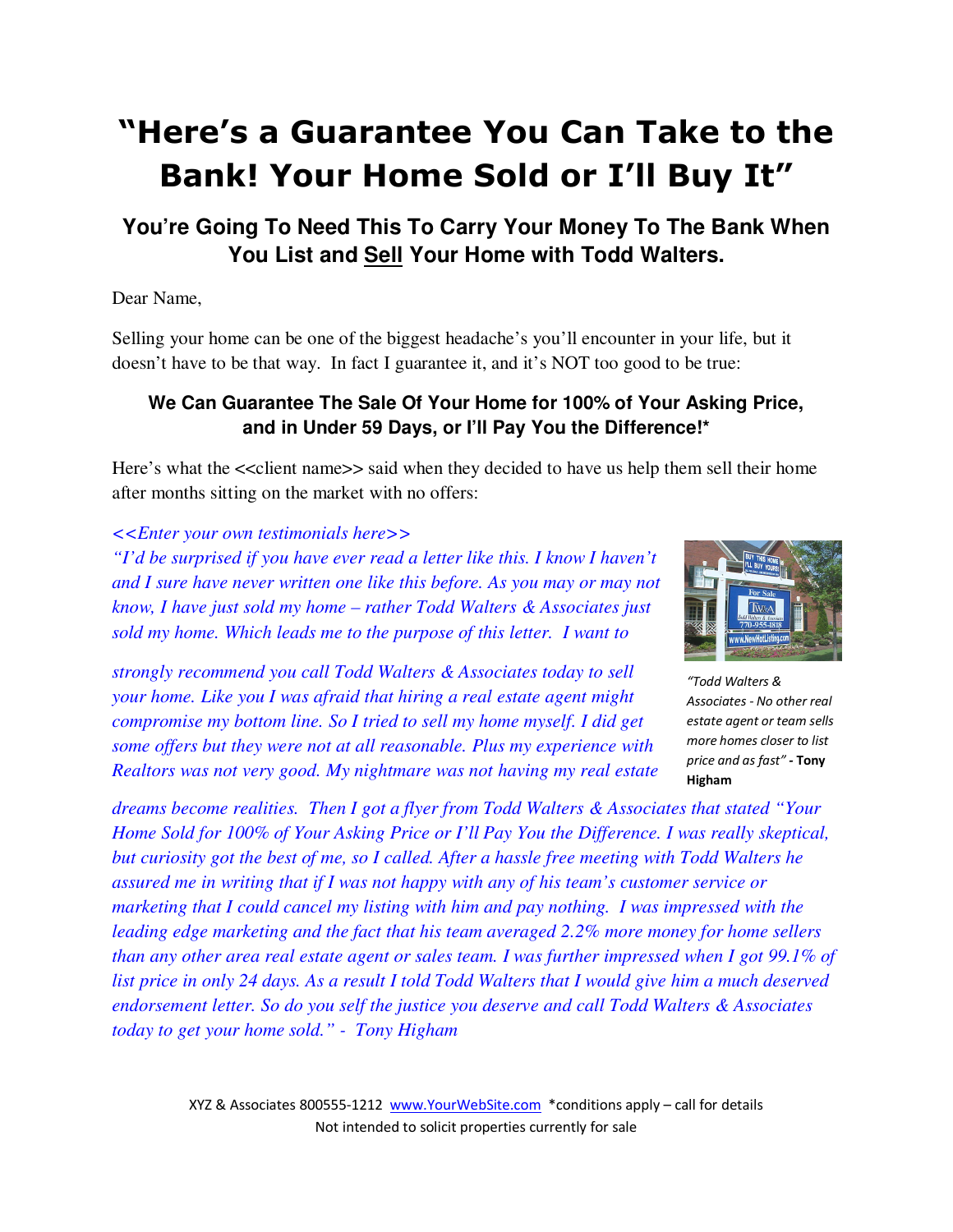# "Here's a Guarantee You Can Take to the Bank! Your Home Sold or I'll Buy It"

## You're Going To Need This To Carry Your Money To The Bank When You List and Sell Your Home with Todd Walters.

Dear Name,

Selling your home can be one of the biggest headache's you'll encounter in your life, but it doesn't have to be that way. In fact I guarantee it, and it's NOT too good to be true:

**We Can Guarantee The Sale Of Your Home for 100% of Your Asking Price, and in Under 59 Days, or I'll Pay You the Difference!***

Here's what the <<client name>> said when they decided to have us help them sell their home after months sitting on the market with no offers:

*<<Enter your own testimonials here>>*
*"I'd be surprised if you have ever read a letter like this. I know I haven't and I sure have never written one like this before. As you may or may not know, I have just sold my home – rather Todd Walters & Associates just sold my home. Which leads me to the purpose of this letter. I want to strongly recommend you call Todd Walters & Associates today to sell your home. Like you I was afraid that hiring a real estate agent might compromise my bottom line. So I tried to sell my home myself. I did get some offers but they were not at all reasonable. Plus my experience with Realtors was not very good. My nightmare was not having my real estate dreams become realities. Then I got a flyer from Todd Walters & Associates that stated "Your Home Sold for 100% of Your Asking Price or I'll Pay You the Difference. I was really skeptical, but curiosity got the best of me, so I called. After a hassle free meeting with Todd Walters he assured me in writing that if I was not happy with any of his team's customer service or marketing that I could cancel my listing with him and pay nothing. I was impressed with the leading edge marketing and the fact that his team averaged 2.2% more money for home sellers than any other area real estate agent or sales team. I was further impressed when I got 99.1% of list price in only 24 days. As a result I told Todd Walters that I would give him a much deserved endorsement letter. So do you self the justice you deserve and call Todd Walters & Associates today to get your home sold." - Tony Higham*

*"Todd Walters & Associates - No other real estate agent or team sells more homes closer to list price and as fast"* - **Tony Higham**

XYZ & Associates 800555-1212 www.YourWebSite.com *conditions apply – call for details
Not intended to solicit properties currently for sale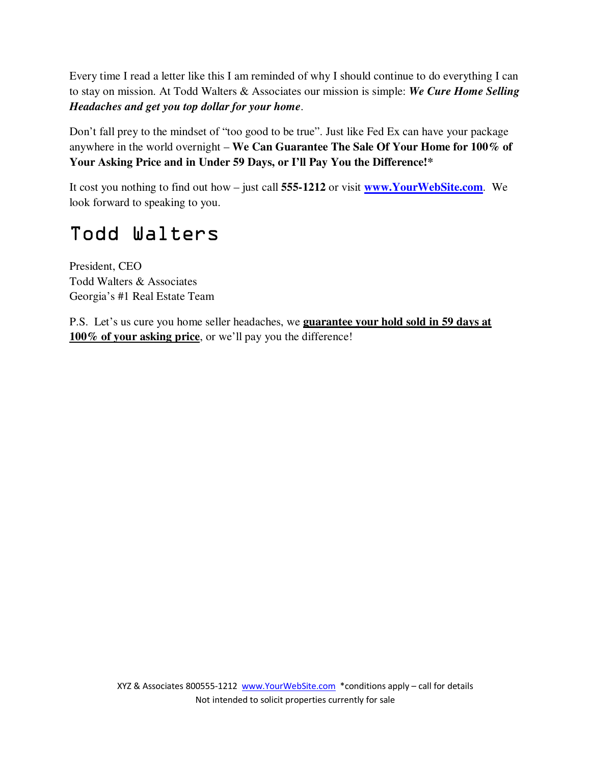Every time I read a letter like this I am reminded of why I should continue to do everything I can to stay on mission. At Todd Walters & Associates our mission is simple: ***We Cure Home Selling Headaches and get you top dollar for your home***.

Don't fall prey to the mindset of "too good to be true". Just like Fed Ex can have your package anywhere in the world overnight – **We Can Guarantee The Sale Of Your Home for 100% of Your Asking Price and in Under 59 Days, or I'll Pay You the Difference!***

It cost you nothing to find out how – just call **555-1212** or visit **[www.YourWebSite.com](http://www.YourWebSite.com)**. We look forward to speaking to you.

# Todd Walters

President, CEO
Todd Walters & Associates
Georgia's #1 Real Estate Team

P.S. Let's us cure you home seller headaches, we **<u>guarantee your hold sold in 59 days at 100% of your asking price</u>**, or we'll pay you the difference!

XYZ & Associates 800555-1212 [www.YourWebSite.com](http://www.YourWebSite.com) *conditions apply – call for details
Not intended to solicit properties currently for sale